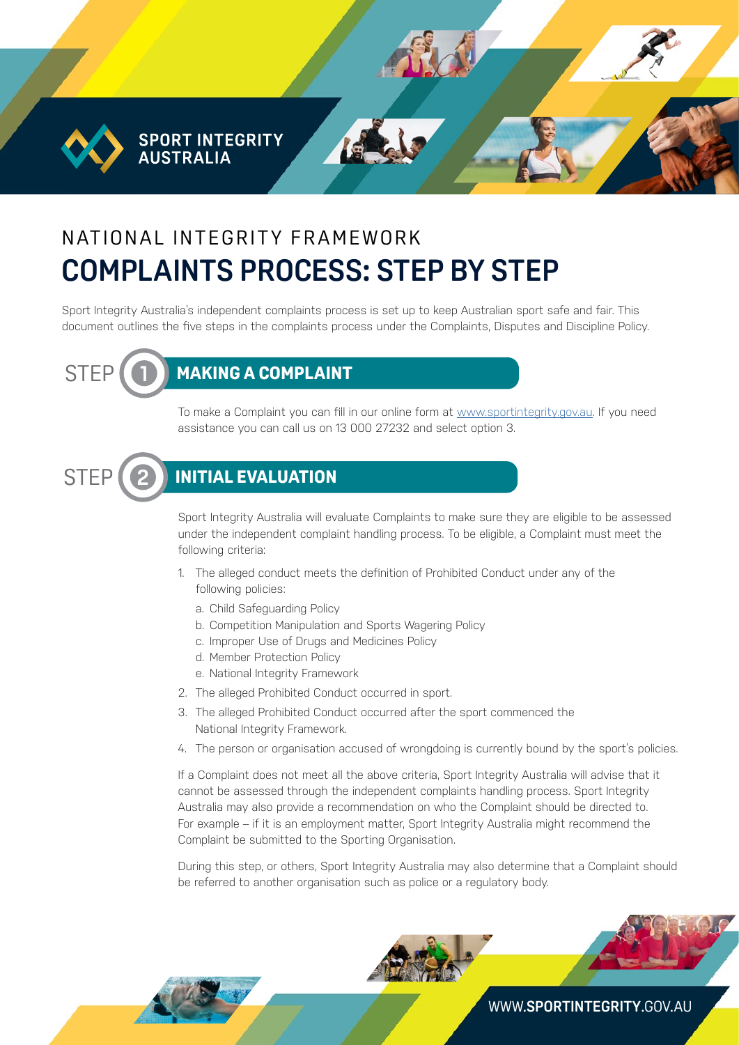SPORT INTEGRITY AUSTRALIA

# NATIONAL INTEGRITY FRAMEWORK

# COMPLAINTS PROCESS: STEP BY STEP

Sport Integrity Australia's independent complaints process is set up to keep Australian sport safe and fair. This document outlines the five steps in the complaints process under the Complaints, Disputes and Discipline Policy.

## STEP 1 MAKING A COMPLAINT

To make a Complaint you can fill in our online form at www.sportintegrity.gov.au. If you need assistance you can call us on 13 000 27232 and select option 3.

## STEP 2 INITIAL EVALUATION

Sport Integrity Australia will evaluate Complaints to make sure they are eligible to be assessed under the independent complaint handling process. To be eligible, a Complaint must meet the following criteria:

1. The alleged conduct meets the definition of Prohibited Conduct under any of the following policies:
   a. Child Safeguarding Policy
   b. Competition Manipulation and Sports Wagering Policy
   c. Improper Use of Drugs and Medicines Policy
   d. Member Protection Policy
   e. National Integrity Framework
2. The alleged Prohibited Conduct occurred in sport.
3. The alleged Prohibited Conduct occurred after the sport commenced the National Integrity Framework.
4. The person or organisation accused of wrongdoing is currently bound by the sport's policies.

If a Complaint does not meet all the above criteria, Sport Integrity Australia will advise that it cannot be assessed through the independent complaints handling process. Sport Integrity Australia may also provide a recommendation on who the Complaint should be directed to. For example – if it is an employment matter, Sport Integrity Australia might recommend the Complaint be submitted to the Sporting Organisation.

During this step, or others, Sport Integrity Australia may also determine that a Complaint should be referred to another organisation such as police or a regulatory body.

WWW.SPORTINTEGRITY.GOV.AU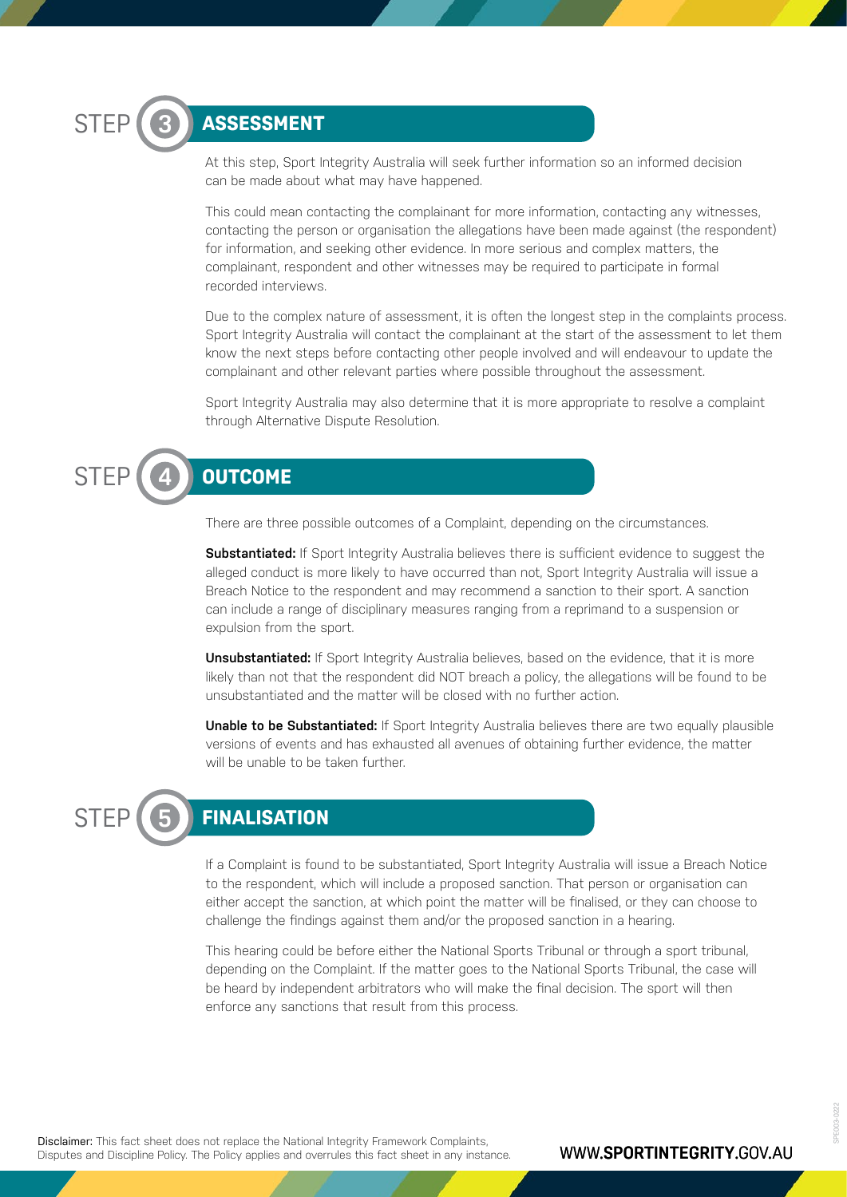## STEP 3 ASSESSMENT

At this step, Sport Integrity Australia will seek further information so an informed decision can be made about what may have happened.

This could mean contacting the complainant for more information, contacting any witnesses, contacting the person or organisation the allegations have been made against (the respondent) for information, and seeking other evidence. In more serious and complex matters, the complainant, respondent and other witnesses may be required to participate in formal recorded interviews.

Due to the complex nature of assessment, it is often the longest step in the complaints process. Sport Integrity Australia will contact the complainant at the start of the assessment to let them know the next steps before contacting other people involved and will endeavour to update the complainant and other relevant parties where possible throughout the assessment.

Sport Integrity Australia may also determine that it is more appropriate to resolve a complaint through Alternative Dispute Resolution.

## STEP 4 OUTCOME

There are three possible outcomes of a Complaint, depending on the circumstances.

**Substantiated:** If Sport Integrity Australia believes there is sufficient evidence to suggest the alleged conduct is more likely to have occurred than not, Sport Integrity Australia will issue a Breach Notice to the respondent and may recommend a sanction to their sport. A sanction can include a range of disciplinary measures ranging from a reprimand to a suspension or expulsion from the sport.

**Unsubstantiated:** If Sport Integrity Australia believes, based on the evidence, that it is more likely than not that the respondent did NOT breach a policy, the allegations will be found to be unsubstantiated and the matter will be closed with no further action.

**Unable to be Substantiated:** If Sport Integrity Australia believes there are two equally plausible versions of events and has exhausted all avenues of obtaining further evidence, the matter will be unable to be taken further.

## STEP 5 FINALISATION

If a Complaint is found to be substantiated, Sport Integrity Australia will issue a Breach Notice to the respondent, which will include a proposed sanction. That person or organisation can either accept the sanction, at which point the matter will be finalised, or they can choose to challenge the findings against them and/or the proposed sanction in a hearing.

This hearing could be before either the National Sports Tribunal or through a sport tribunal, depending on the Complaint. If the matter goes to the National Sports Tribunal, the case will be heard by independent arbitrators who will make the final decision. The sport will then enforce any sanctions that result from this process.

**Disclaimer:** This fact sheet does not replace the National Integrity Framework Complaints, Disputes and Discipline Policy. The Policy applies and overrules this fact sheet in any instance.

WWW.**SPORTINTEGRITY**.GOV.AU

SPE003-0222